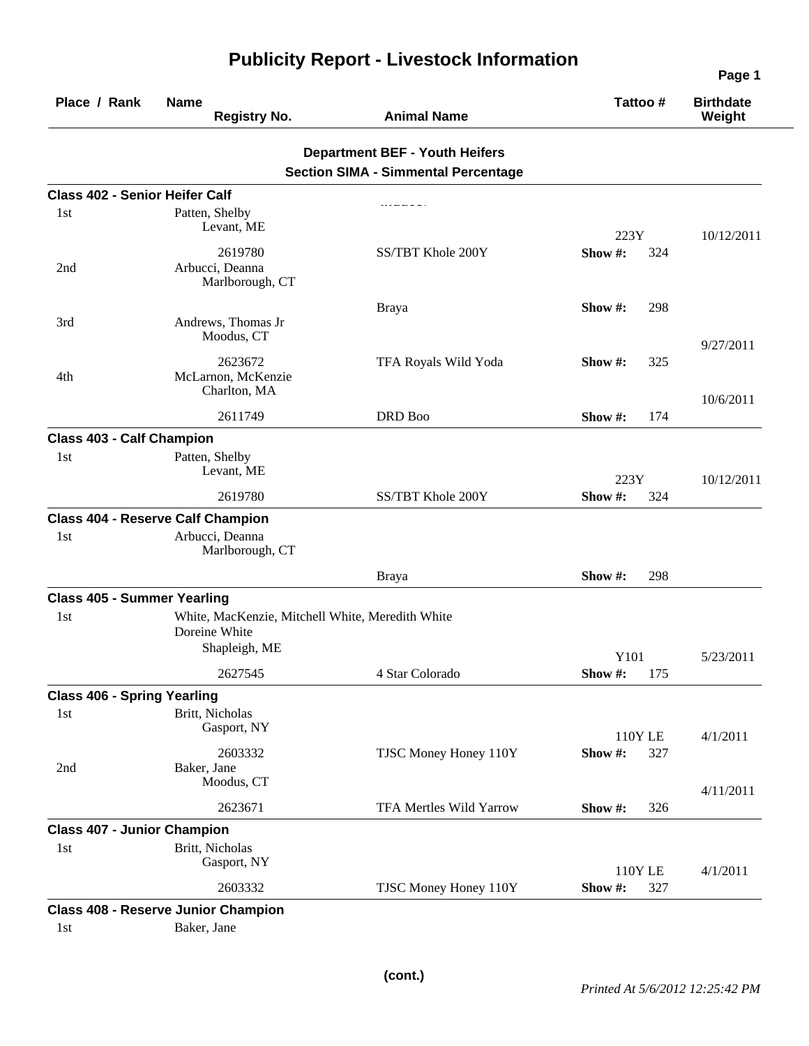# Publicity Report - Livestock Information

| Place / Rank | Name / Registry No. | Animal Name | Tattoo # | Birthdate / Weight |
|---|---|---|---|---|

## Department BEF - Youth Heifers
### Section SIMA - Simmental Percentage

**Class 402 - Senior Heifer Calf**

| Place / Rank | Name / Registry No. | Animal Name | Tattoo # | Birthdate / Weight |
|---|---|---|---|---|
| 1st | Patten, Shelby<br>Levant, ME<br>2619780 | SS/TBT Khole 200Y | 223Y<br>Show #: 324 | 10/12/2011 |
| 2nd | Arbucci, Deanna<br>Marlborough, CT | Braya | Show #: 298 | |
| 3rd | Andrews, Thomas Jr<br>Moodus, CT<br>2623672 | TFA Royals Wild Yoda | Show #: 325 | 9/27/2011 |
| 4th | McLarnon, McKenzie<br>Charlton, MA<br>2611749 | DRD Boo | Show #: 174 | 10/6/2011 |

**Class 403 - Calf Champion**

| Place / Rank | Name / Registry No. | Animal Name | Tattoo # | Birthdate / Weight |
|---|---|---|---|---|
| 1st | Patten, Shelby<br>Levant, ME<br>2619780 | SS/TBT Khole 200Y | 223Y<br>Show #: 324 | 10/12/2011 |

**Class 404 - Reserve Calf Champion**

| Place / Rank | Name / Registry No. | Animal Name | Tattoo # | Birthdate / Weight |
|---|---|---|---|---|
| 1st | Arbucci, Deanna<br>Marlborough, CT | Braya | Show #: 298 | |

**Class 405 - Summer Yearling**

| Place / Rank | Name / Registry No. | Animal Name | Tattoo # | Birthdate / Weight |
|---|---|---|---|---|
| 1st | White, MacKenzie, Mitchell White, Meredith White<br>Doreine White<br>Shapleigh, ME<br>2627545 | 4 Star Colorado | Y101<br>Show #: 175 | 5/23/2011 |

**Class 406 - Spring Yearling**

| Place / Rank | Name / Registry No. | Animal Name | Tattoo # | Birthdate / Weight |
|---|---|---|---|---|
| 1st | Britt, Nicholas<br>Gasport, NY<br>2603332 | TJSC Money Honey 110Y | 110Y LE<br>Show #: 327 | 4/1/2011 |
| 2nd | Baker, Jane<br>Moodus, CT<br>2623671 | TFA Mertles Wild Yarrow | Show #: 326 | 4/11/2011 |

**Class 407 - Junior Champion**

| Place / Rank | Name / Registry No. | Animal Name | Tattoo # | Birthdate / Weight |
|---|---|---|---|---|
| 1st | Britt, Nicholas<br>Gasport, NY<br>2603332 | TJSC Money Honey 110Y | 110Y LE<br>Show #: 327 | 4/1/2011 |

**Class 408 - Reserve Junior Champion**

| Place / Rank | Name / Registry No. | Animal Name | Tattoo # | Birthdate / Weight |
|---|---|---|---|---|
| 1st | Baker, Jane | | | |

**(cont.)**

*Printed At 5/6/2012 12:25:42 PM*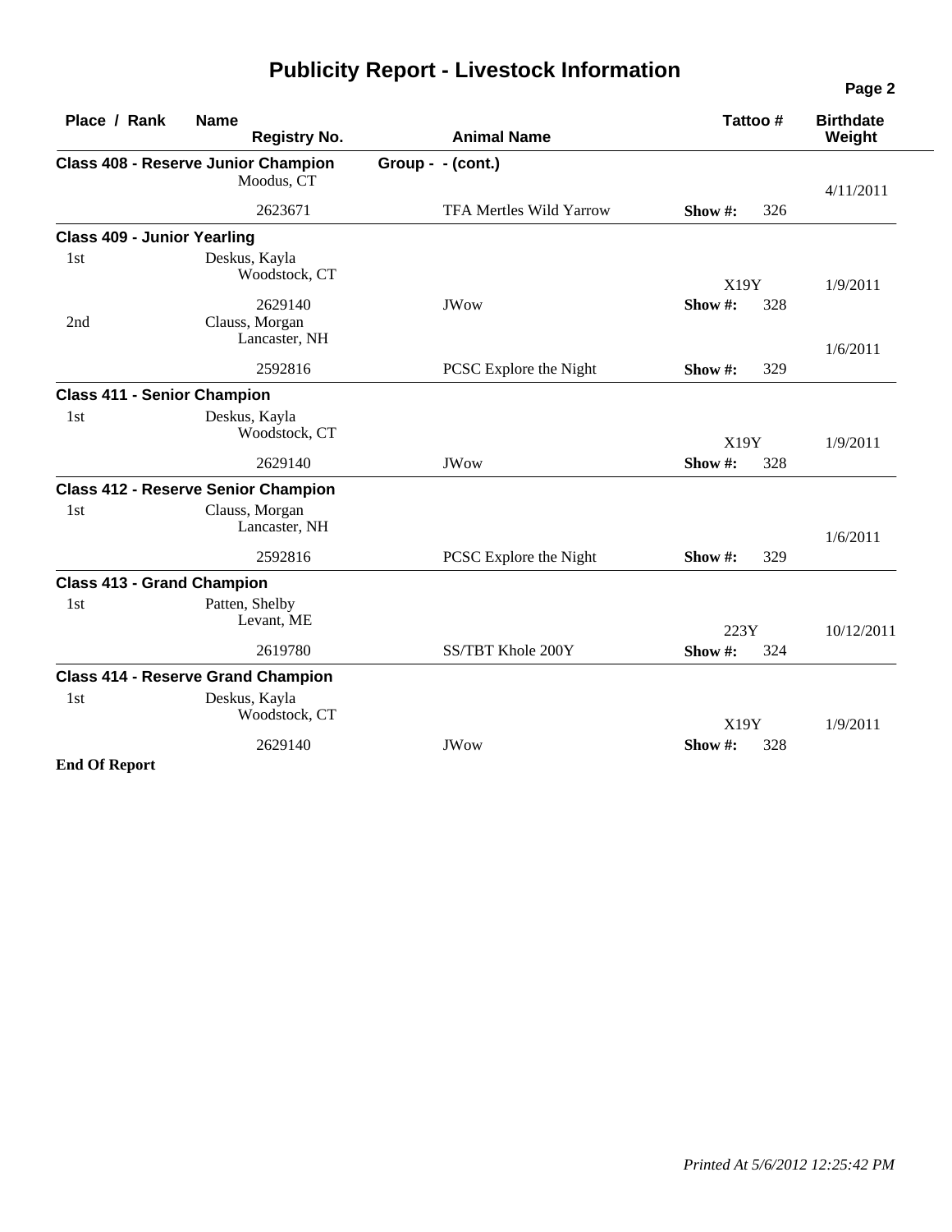# Publicity Report - Livestock Information

| Place / Rank | Name / Registry No. | Animal Name | Tattoo # | Birthdate / Weight |
|---|---|---|---|---|
| **Class 408 - Reserve Junior Champion** | | **Group - - (cont.)** | | |
| | Moodus, CT | | | 4/11/2011 |
| | 2623671 | TFA Mertles Wild Yarrow | **Show #:** 326 | |
| **Class 409 - Junior Yearling** | | | | |
| 1st | Deskus, Kayla<br>Woodstock, CT | | X19Y | 1/9/2011 |
| | 2629140 | JWow | **Show #:** 328 | |
| 2nd | Clauss, Morgan<br>Lancaster, NH | | | 1/6/2011 |
| | 2592816 | PCSC Explore the Night | **Show #:** 329 | |
| **Class 411 - Senior Champion** | | | | |
| 1st | Deskus, Kayla<br>Woodstock, CT | | X19Y | 1/9/2011 |
| | 2629140 | JWow | **Show #:** 328 | |
| **Class 412 - Reserve Senior Champion** | | | | |
| 1st | Clauss, Morgan<br>Lancaster, NH | | | 1/6/2011 |
| | 2592816 | PCSC Explore the Night | **Show #:** 329 | |
| **Class 413 - Grand Champion** | | | | |
| 1st | Patten, Shelby<br>Levant, ME | | 223Y | 10/12/2011 |
| | 2619780 | SS/TBT Khole 200Y | **Show #:** 324 | |
| **Class 414 - Reserve Grand Champion** | | | | |
| 1st | Deskus, Kayla<br>Woodstock, CT | | X19Y | 1/9/2011 |
| | 2629140 | JWow | **Show #:** 328 | |

**End Of Report**

*Printed At 5/6/2012 12:25:42 PM*